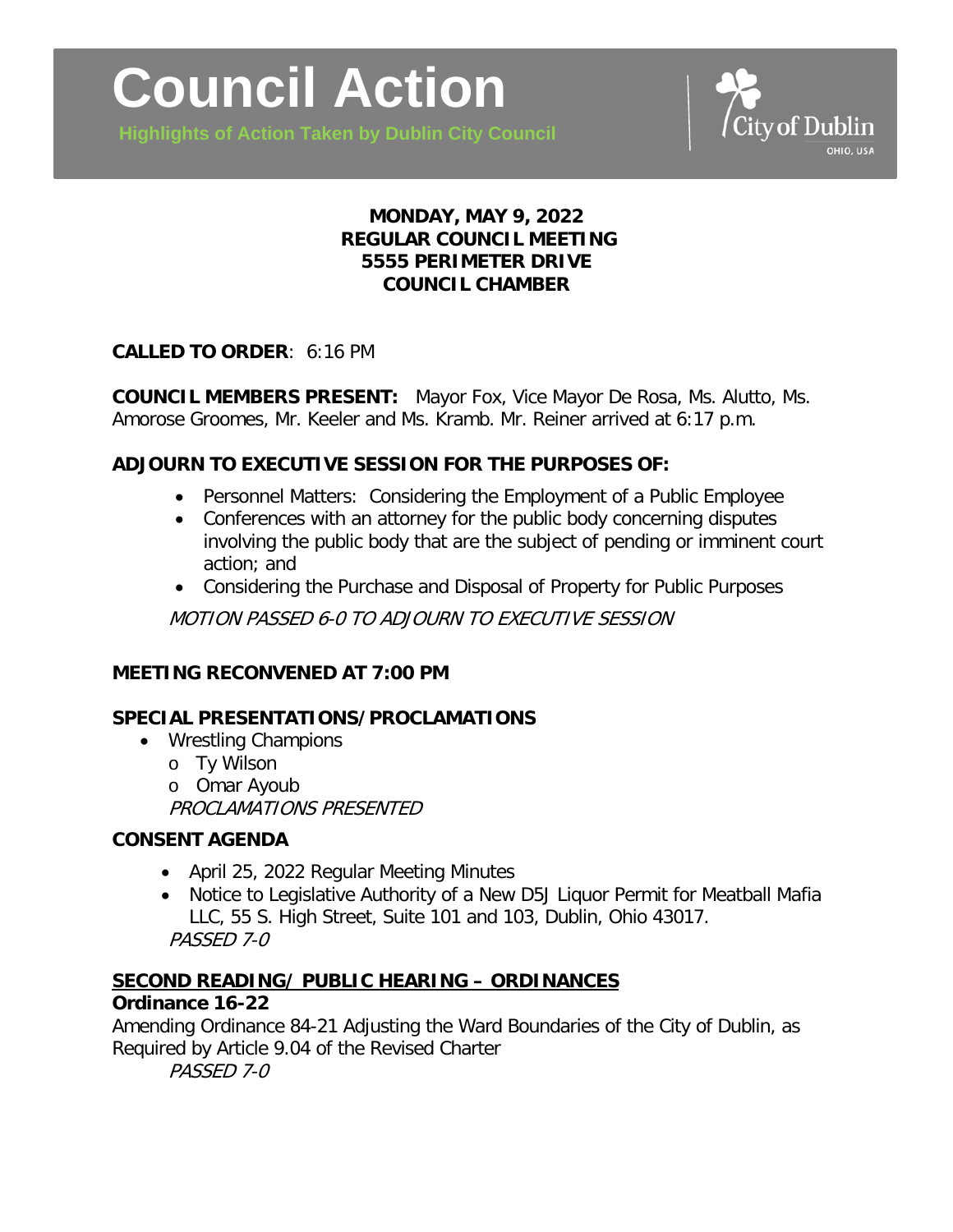# Council Action

**Highlights of Action Taken by Dublin City Council**

City of Dublin
OHIO, USA

**MONDAY, MAY 9, 2022**
**REGULAR COUNCIL MEETING**
**5555 PERIMETER DRIVE**
**COUNCIL CHAMBER**

**CALLED TO ORDER**: 6:16 PM

**COUNCIL MEMBERS PRESENT:** Mayor Fox, Vice Mayor De Rosa, Ms. Alutto, Ms. Amorose Groomes, Mr. Keeler and Ms. Kramb. Mr. Reiner arrived at 6:17 p.m.

**ADJOURN TO EXECUTIVE SESSION FOR THE PURPOSES OF:**

- Personnel Matters: Considering the Employment of a Public Employee
- Conferences with an attorney for the public body concerning disputes involving the public body that are the subject of pending or imminent court action; and
- Considering the Purchase and Disposal of Property for Public Purposes

*MOTION PASSED 6-0 TO ADJOURN TO EXECUTIVE SESSION*

**MEETING RECONVENED AT 7:00 PM**

**SPECIAL PRESENTATIONS/PROCLAMATIONS**

- Wrestling Champions
  - Ty Wilson
  - Omar Ayoub

*PROCLAMATIONS PRESENTED*

**CONSENT AGENDA**

- April 25, 2022 Regular Meeting Minutes
- Notice to Legislative Authority of a New D5J Liquor Permit for Meatball Mafia LLC, 55 S. High Street, Suite 101 and 103, Dublin, Ohio 43017.

*PASSED 7-0*

**SECOND READING/ PUBLIC HEARING – ORDINANCES**

**Ordinance 16-22**
Amending Ordinance 84-21 Adjusting the Ward Boundaries of the City of Dublin, as Required by Article 9.04 of the Revised Charter

*PASSED 7-0*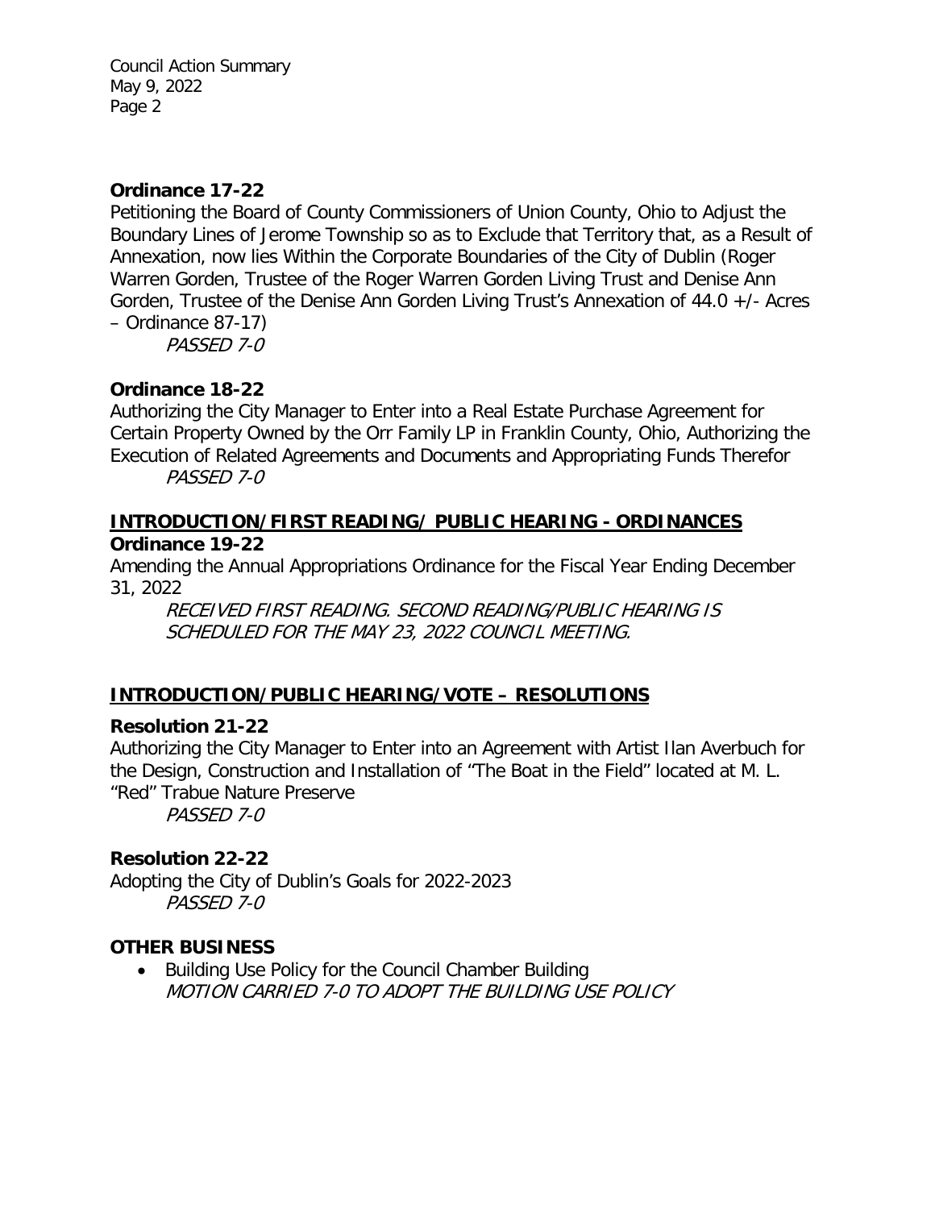**Ordinance 17-22**

Petitioning the Board of County Commissioners of Union County, Ohio to Adjust the Boundary Lines of Jerome Township so as to Exclude that Territory that, as a Result of Annexation, now lies Within the Corporate Boundaries of the City of Dublin (Roger Warren Gorden, Trustee of the Roger Warren Gorden Living Trust and Denise Ann Gorden, Trustee of the Denise Ann Gorden Living Trust's Annexation of 44.0 +/- Acres – Ordinance 87-17)

*PASSED 7-0*

**Ordinance 18-22**

Authorizing the City Manager to Enter into a Real Estate Purchase Agreement for Certain Property Owned by the Orr Family LP in Franklin County, Ohio, Authorizing the Execution of Related Agreements and Documents and Appropriating Funds Therefor

*PASSED 7-0*

## INTRODUCTION/FIRST READING/ PUBLIC HEARING - ORDINANCES

**Ordinance 19-22**

Amending the Annual Appropriations Ordinance for the Fiscal Year Ending December 31, 2022

*RECEIVED FIRST READING. SECOND READING/PUBLIC HEARING IS SCHEDULED FOR THE MAY 23, 2022 COUNCIL MEETING.*

## INTRODUCTION/PUBLIC HEARING/VOTE – RESOLUTIONS

**Resolution 21-22**

Authorizing the City Manager to Enter into an Agreement with Artist Ilan Averbuch for the Design, Construction and Installation of "The Boat in the Field" located at M. L. "Red" Trabue Nature Preserve

*PASSED 7-0*

**Resolution 22-22**

Adopting the City of Dublin's Goals for 2022-2023

*PASSED 7-0*

## OTHER BUSINESS

- Building Use Policy for the Council Chamber Building

  *MOTION CARRIED 7-0 TO ADOPT THE BUILDING USE POLICY*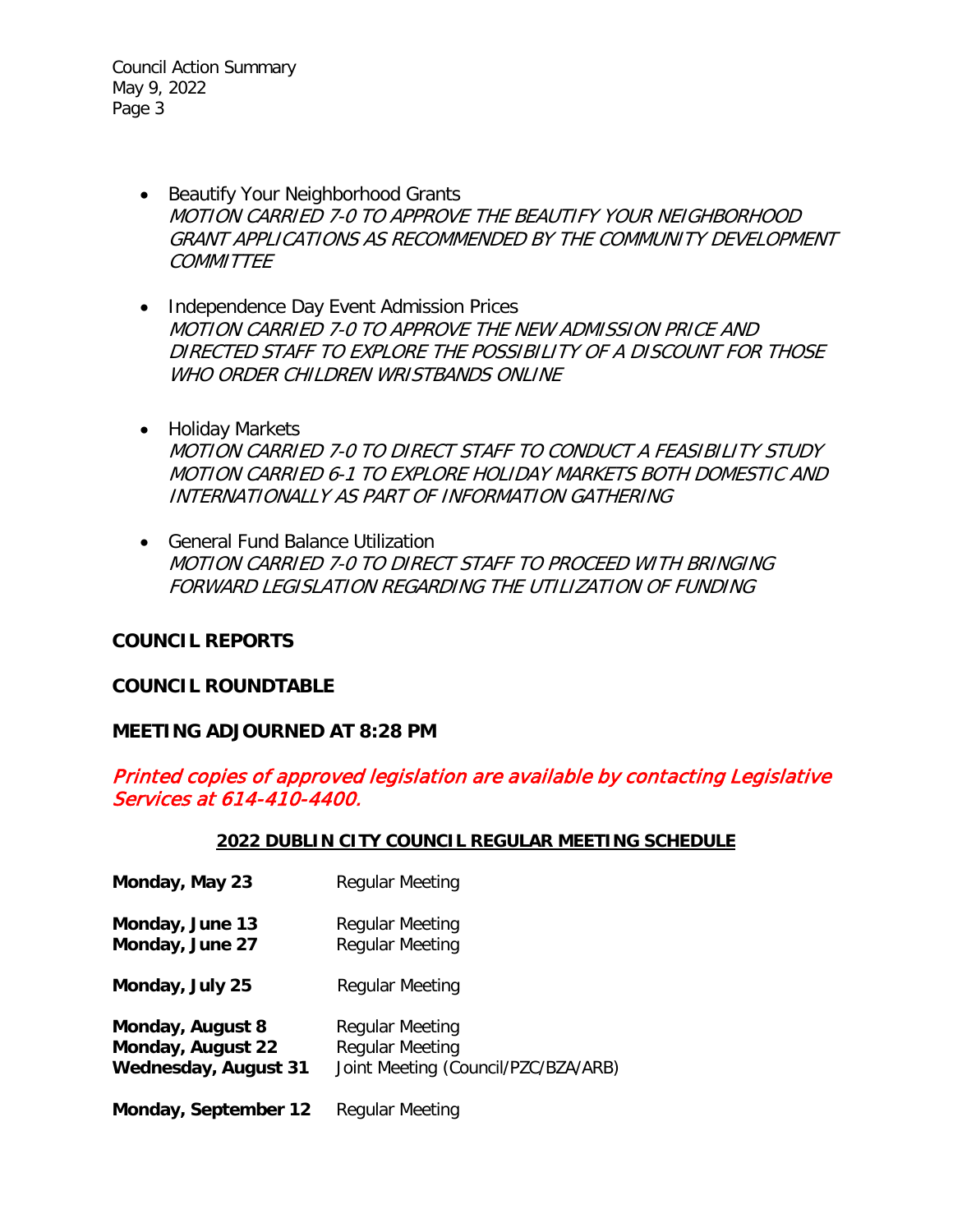- Beautify Your Neighborhood Grants
  *MOTION CARRIED 7-0 TO APPROVE THE BEAUTIFY YOUR NEIGHBORHOOD GRANT APPLICATIONS AS RECOMMENDED BY THE COMMUNITY DEVELOPMENT COMMITTEE*

- Independence Day Event Admission Prices
  *MOTION CARRIED 7-0 TO APPROVE THE NEW ADMISSION PRICE AND DIRECTED STAFF TO EXPLORE THE POSSIBILITY OF A DISCOUNT FOR THOSE WHO ORDER CHILDREN WRISTBANDS ONLINE*

- Holiday Markets
  *MOTION CARRIED 7-0 TO DIRECT STAFF TO CONDUCT A FEASIBILITY STUDY*
  *MOTION CARRIED 6-1 TO EXPLORE HOLIDAY MARKETS BOTH DOMESTIC AND INTERNATIONALLY AS PART OF INFORMATION GATHERING*

- General Fund Balance Utilization
  *MOTION CARRIED 7-0 TO DIRECT STAFF TO PROCEED WITH BRINGING FORWARD LEGISLATION REGARDING THE UTILIZATION OF FUNDING*

**COUNCIL REPORTS**

**COUNCIL ROUNDTABLE**

**MEETING ADJOURNED AT 8:28 PM**

*Printed copies of approved legislation are available by contacting Legislative Services at 614-410-4400.*

**2022 DUBLIN CITY COUNCIL REGULAR MEETING SCHEDULE**

| | |
|---|---|
| **Monday, May 23** | Regular Meeting |
| **Monday, June 13** | Regular Meeting |
| **Monday, June 27** | Regular Meeting |
| **Monday, July 25** | Regular Meeting |
| **Monday, August 8** | Regular Meeting |
| **Monday, August 22** | Regular Meeting |
| **Wednesday, August 31** | Joint Meeting (Council/PZC/BZA/ARB) |
| **Monday, September 12** | Regular Meeting |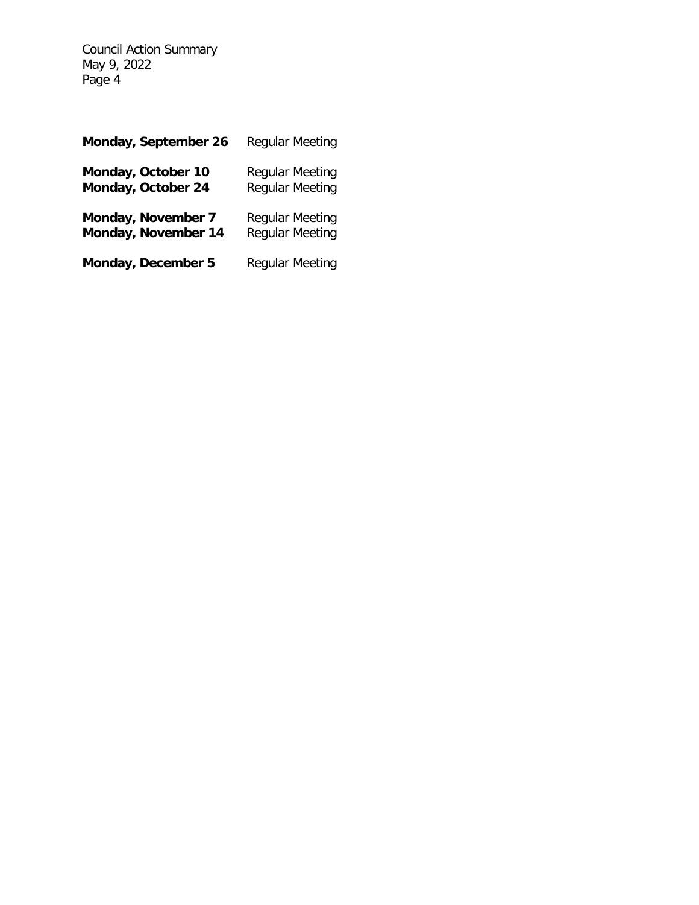**Monday, September 26** Regular Meeting

**Monday, October 10** Regular Meeting
**Monday, October 24** Regular Meeting

**Monday, November 7** Regular Meeting
**Monday, November 14** Regular Meeting

**Monday, December 5** Regular Meeting